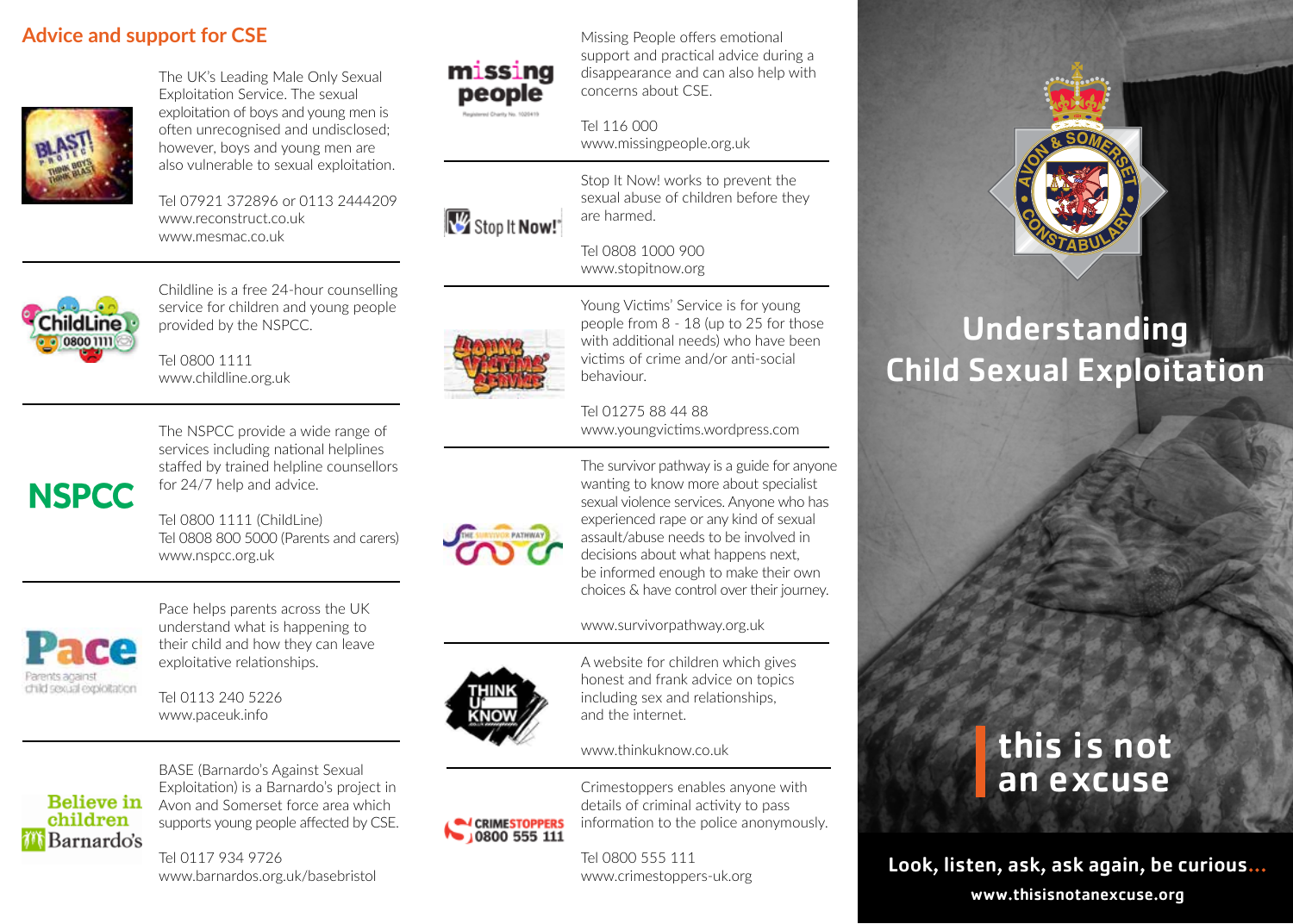## Advice and support for CSE

The UK's Leading Male Only Sexual Exploitation Service. The sexual exploitation of boys and young men is often unrecognised and undisclosed; however, boys and young men are also vulnerable to sexual exploitation.

Tel 07921 372896 or 0113 2444209
www.reconstruct.co.uk
www.mesmac.co.uk

---

Childline is a free 24-hour counselling service for children and young people provided by the NSPCC.

Tel 0800 1111
www.childline.org.uk

---

The NSPCC provide a wide range of services including national helplines staffed by trained helpline counsellors for 24/7 help and advice.

Tel 0800 1111 (ChildLine)
Tel 0808 800 5000 (Parents and carers)
www.nspcc.org.uk

---

Pace helps parents across the UK understand what is happening to their child and how they can leave exploitative relationships.

Tel 0113 240 5226
www.paceuk.info

---

BASE (Barnardo's Against Sexual Exploitation) is a Barnardo's project in Avon and Somerset force area which supports young people affected by CSE.

Tel 0117 934 9726
www.barnardos.org.uk/basebristol

---

Missing People offers emotional support and practical advice during a disappearance and can also help with concerns about CSE.

Tel 116 000
www.missingpeople.org.uk

---

Stop It Now! works to prevent the sexual abuse of children before they are harmed.

Tel 0808 1000 900
www.stopitnow.org

---

Young Victims' Service is for young people from 8 - 18 (up to 25 for those with additional needs) who have been victims of crime and/or anti-social behaviour.

Tel 01275 88 44 88
www.youngvictims.wordpress.com

---

The survivor pathway is a guide for anyone wanting to know more about specialist sexual violence services. Anyone who has experienced rape or any kind of sexual assault/abuse needs to be involved in decisions about what happens next, be informed enough to make their own choices & have control over their journey.

www.survivorpathway.org.uk

---

A website for children which gives honest and frank advice on topics including sex and relationships, and the internet.

www.thinkuknow.co.uk

---

Crimestoppers enables anyone with details of criminal activity to pass information to the police anonymously.

Tel 0800 555 111
www.crimestoppers-uk.org

---

# Understanding Child Sexual Exploitation

**this is not an excuse**

**Look, listen, ask, ask again, be curious...**

**www.thisisnotanexcuse.org**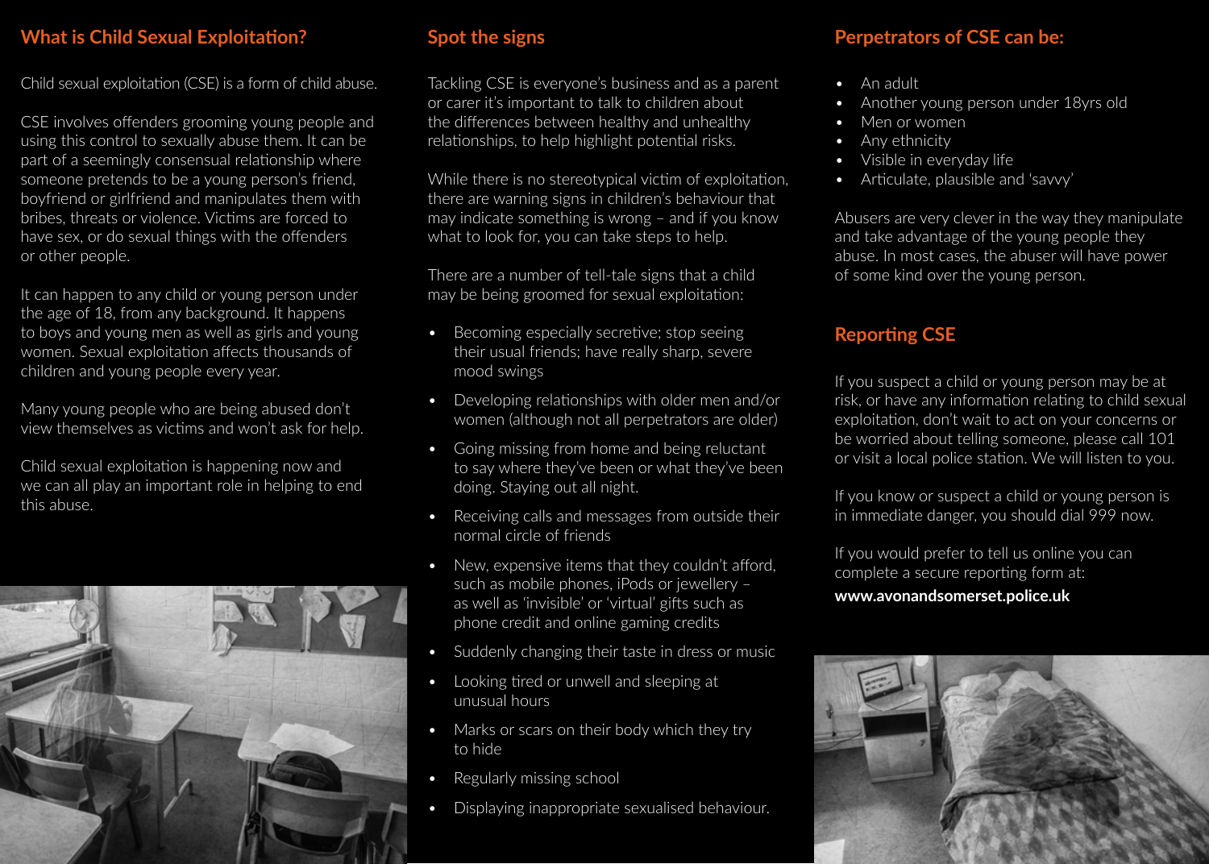## What is Child Sexual Exploitation?

Child sexual exploitation (CSE) is a form of child abuse.

CSE involves offenders grooming young people and using this control to sexually abuse them. It can be part of a seemingly consensual relationship where someone pretends to be a young person's friend, boyfriend or girlfriend and manipulates them with bribes, threats or violence. Victims are forced to have sex, or do sexual things with the offenders or other people.

It can happen to any child or young person under the age of 18, from any background. It happens to boys and young men as well as girls and young women. Sexual exploitation affects thousands of children and young people every year.

Many young people who are being abused don't view themselves as victims and won't ask for help.

Child sexual exploitation is happening now and we can all play an important role in helping to end this abuse.

## Spot the signs

Tackling CSE is everyone's business and as a parent or carer it's important to talk to children about the differences between healthy and unhealthy relationships, to help highlight potential risks.

While there is no stereotypical victim of exploitation, there are warning signs in children's behaviour that may indicate something is wrong – and if you know what to look for, you can take steps to help.

There are a number of tell-tale signs that a child may be being groomed for sexual exploitation:

- Becoming especially secretive; stop seeing their usual friends; have really sharp, severe mood swings
- Developing relationships with older men and/or women (although not all perpetrators are older)
- Going missing from home and being reluctant to say where they've been or what they've been doing. Staying out all night.
- Receiving calls and messages from outside their normal circle of friends
- New, expensive items that they couldn't afford, such as mobile phones, iPods or jewellery – as well as 'invisible' or 'virtual' gifts such as phone credit and online gaming credits
- Suddenly changing their taste in dress or music
- Looking tired or unwell and sleeping at unusual hours
- Marks or scars on their body which they try to hide
- Regularly missing school
- Displaying inappropriate sexualised behaviour.

## Perpetrators of CSE can be:

- An adult
- Another young person under 18yrs old
- Men or women
- Any ethnicity
- Visible in everyday life
- Articulate, plausible and 'savvy'

Abusers are very clever in the way they manipulate and take advantage of the young people they abuse. In most cases, the abuser will have power of some kind over the young person.

## Reporting CSE

If you suspect a child or young person may be at risk, or have any information relating to child sexual exploitation, don't wait to act on your concerns or be worried about telling someone, please call 101 or visit a local police station. We will listen to you.

If you know or suspect a child or young person is in immediate danger, you should dial 999 now.

If you would prefer to tell us online you can complete a secure reporting form at:

**www.avonandsomerset.police.uk**